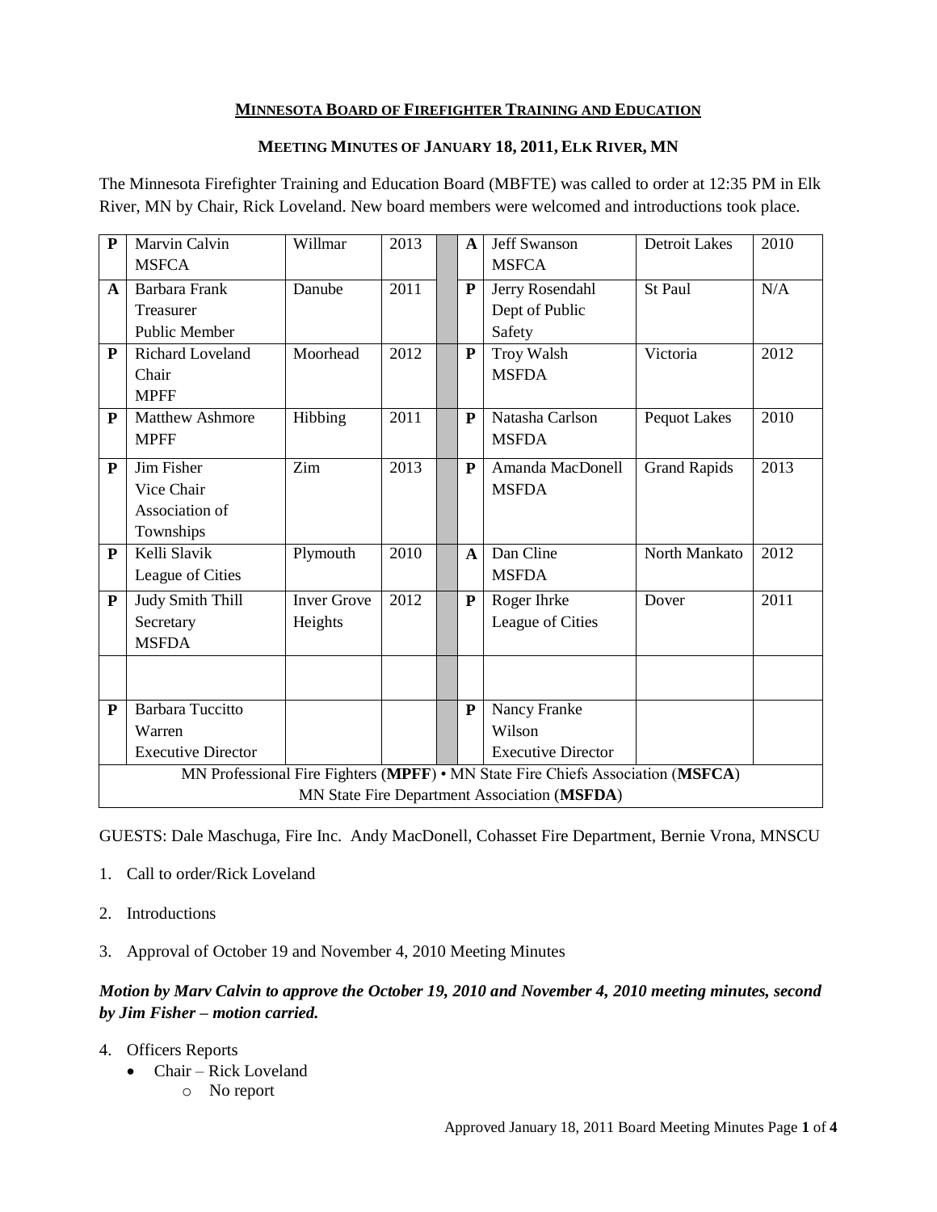**MINNESOTA BOARD OF FIREFIGHTER TRAINING AND EDUCATION**

**MEETING MINUTES OF JANUARY 18, 2011, ELK RIVER, MN**

The Minnesota Firefighter Training and Education Board (MBFTE) was called to order at 12:35 PM in Elk River, MN by Chair, Rick Loveland. New board members were welcomed and introductions took place.

| | | | | | | | | |
|---|---|---|---|---|---|---|---|---|
| **P** | Marvin Calvin MSFCA | Willmar | 2013 | | **A** | Jeff Swanson MSFCA | Detroit Lakes | 2010 |
| **A** | Barbara Frank Treasurer Public Member | Danube | 2011 | | **P** | Jerry Rosendahl Dept of Public Safety | St Paul | N/A |
| **P** | Richard Loveland Chair MPFF | Moorhead | 2012 | | **P** | Troy Walsh MSFDA | Victoria | 2012 |
| **P** | Matthew Ashmore MPFF | Hibbing | 2011 | | **P** | Natasha Carlson MSFDA | Pequot Lakes | 2010 |
| **P** | Jim Fisher Vice Chair Association of Townships | Zim | 2013 | | **P** | Amanda MacDonell MSFDA | Grand Rapids | 2013 |
| **P** | Kelli Slavik League of Cities | Plymouth | 2010 | | **A** | Dan Cline MSFDA | North Mankato | 2012 |
| **P** | Judy Smith Thill Secretary MSFDA | Inver Grove Heights | 2012 | | **P** | Roger Ihrke League of Cities | Dover | 2011 |
| | | | | | | | | |
| **P** | Barbara Tuccitto Warren Executive Director | | | | **P** | Nancy Franke Wilson Executive Director | | |
| MN Professional Fire Fighters (**MPFF**) • MN State Fire Chiefs Association (**MSFCA**) MN State Fire Department Association (**MSFDA**) | | | | | | | | |

GUESTS: Dale Maschuga, Fire Inc. Andy MacDonell, Cohasset Fire Department, Bernie Vrona, MNSCU

1. Call to order/Rick Loveland
2. Introductions
3. Approval of October 19 and November 4, 2010 Meeting Minutes

***Motion by Marv Calvin to approve the October 19, 2010 and November 4, 2010 meeting minutes, second by Jim Fisher – motion carried.***

4. Officers Reports
   - Chair – Rick Loveland
     - No report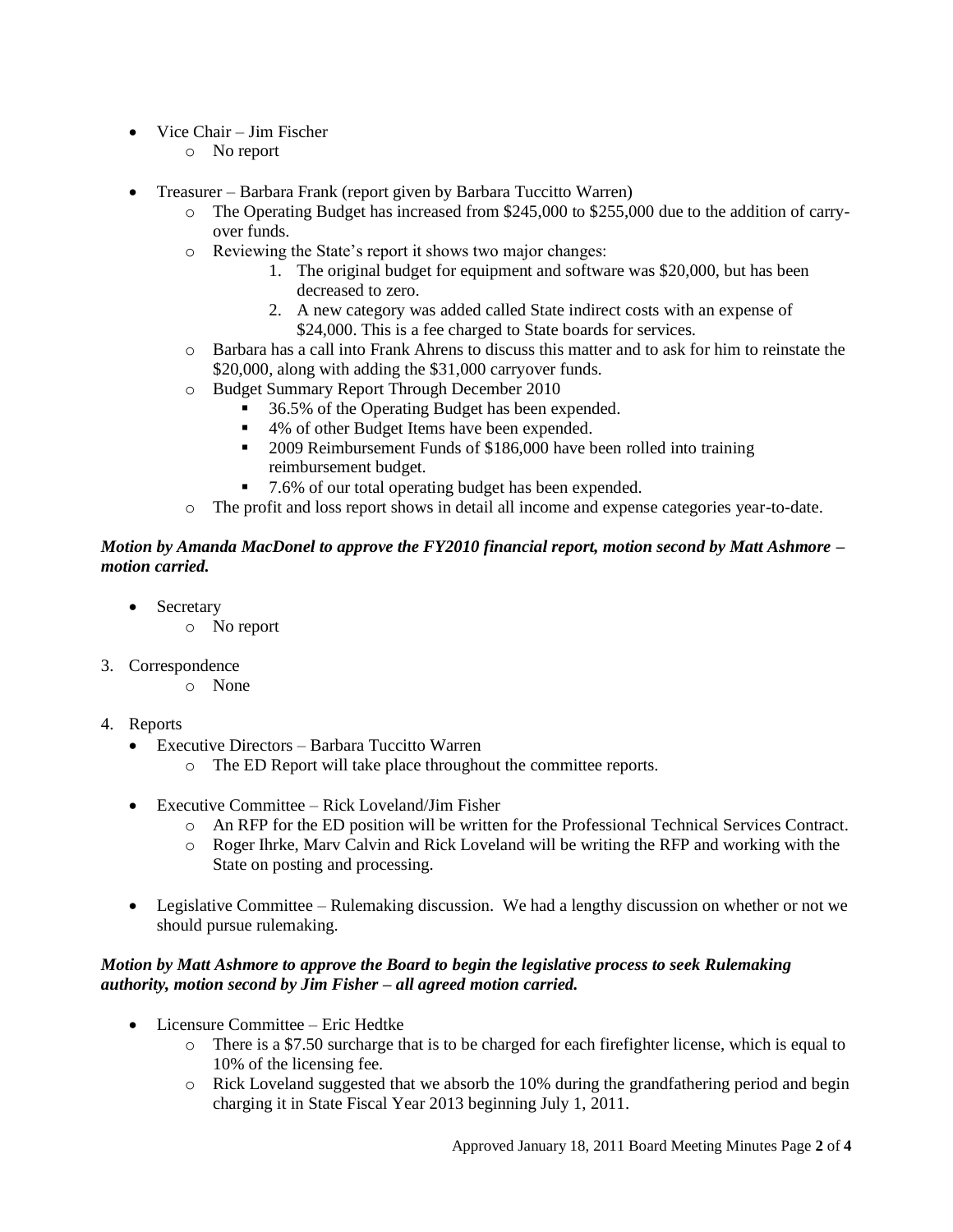- Vice Chair – Jim Fischer
  - No report

- Treasurer – Barbara Frank (report given by Barbara Tuccitto Warren)
  - The Operating Budget has increased from $245,000 to $255,000 due to the addition of carry-over funds.
  - Reviewing the State's report it shows two major changes:
    1. The original budget for equipment and software was $20,000, but has been decreased to zero.
    2. A new category was added called State indirect costs with an expense of $24,000. This is a fee charged to State boards for services.
  - Barbara has a call into Frank Ahrens to discuss this matter and to ask for him to reinstate the $20,000, along with adding the $31,000 carryover funds.
  - Budget Summary Report Through December 2010
    - 36.5% of the Operating Budget has been expended.
    - 4% of other Budget Items have been expended.
    - 2009 Reimbursement Funds of $186,000 have been rolled into training reimbursement budget.
    - 7.6% of our total operating budget has been expended.
  - The profit and loss report shows in detail all income and expense categories year-to-date.

***Motion by Amanda MacDonel to approve the FY2010 financial report, motion second by Matt Ashmore – motion carried.***

- Secretary
  - No report

3. Correspondence
   - None

4. Reports
   - Executive Directors – Barbara Tuccitto Warren
     - The ED Report will take place throughout the committee reports.

   - Executive Committee – Rick Loveland/Jim Fisher
     - An RFP for the ED position will be written for the Professional Technical Services Contract.
     - Roger Ihrke, Marv Calvin and Rick Loveland will be writing the RFP and working with the State on posting and processing.

   - Legislative Committee – Rulemaking discussion. We had a lengthy discussion on whether or not we should pursue rulemaking.

***Motion by Matt Ashmore to approve the Board to begin the legislative process to seek Rulemaking authority, motion second by Jim Fisher – all agreed motion carried.***

- Licensure Committee – Eric Hedtke
  - There is a $7.50 surcharge that is to be charged for each firefighter license, which is equal to 10% of the licensing fee.
  - Rick Loveland suggested that we absorb the 10% during the grandfathering period and begin charging it in State Fiscal Year 2013 beginning July 1, 2011.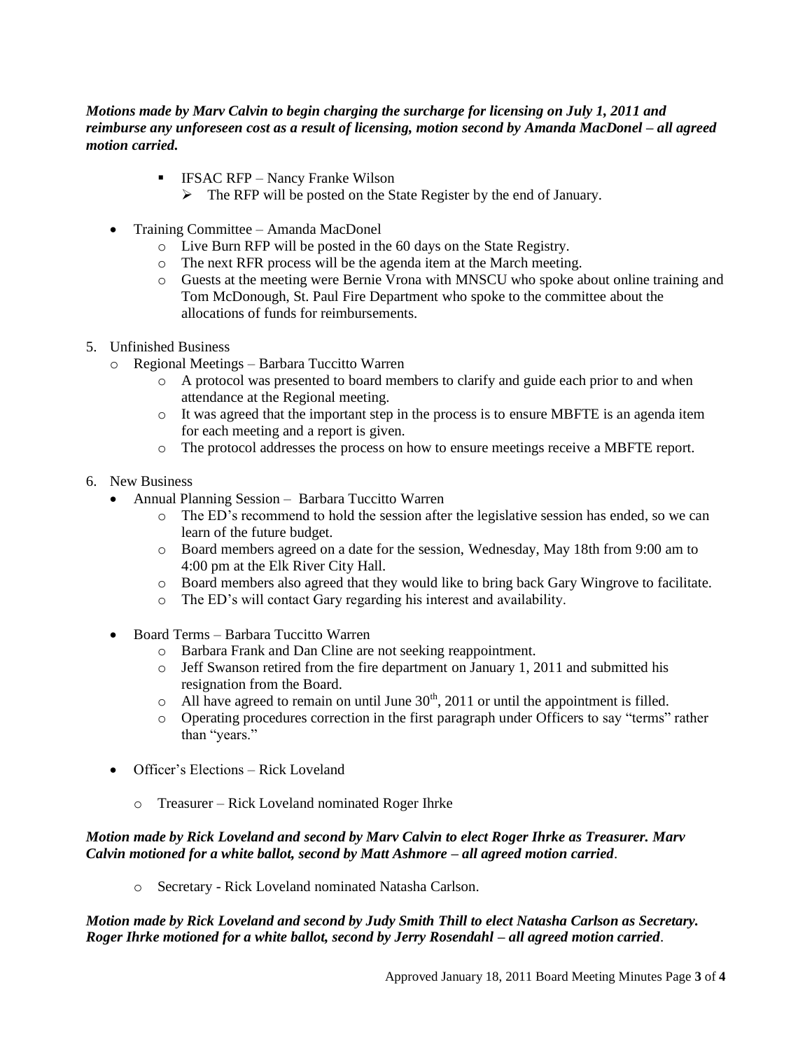***Motions made by Marv Calvin to begin charging the surcharge for licensing on July 1, 2011 and reimburse any unforeseen cost as a result of licensing, motion second by Amanda MacDonel – all agreed motion carried.***

        - IFSAC RFP – Nancy Franke Wilson
            - The RFP will be posted on the State Register by the end of January.

    - Training Committee – Amanda MacDonel
        - Live Burn RFP will be posted in the 60 days on the State Registry.
        - The next RFR process will be the agenda item at the March meeting.
        - Guests at the meeting were Bernie Vrona with MNSCU who spoke about online training and Tom McDonough, St. Paul Fire Department who spoke to the committee about the allocations of funds for reimbursements.

5. Unfinished Business
    - Regional Meetings – Barbara Tuccitto Warren
        - A protocol was presented to board members to clarify and guide each prior to and when attendance at the Regional meeting.
        - It was agreed that the important step in the process is to ensure MBFTE is an agenda item for each meeting and a report is given.
        - The protocol addresses the process on how to ensure meetings receive a MBFTE report.

6. New Business
    - Annual Planning Session – Barbara Tuccitto Warren
        - The ED's recommend to hold the session after the legislative session has ended, so we can learn of the future budget.
        - Board members agreed on a date for the session, Wednesday, May 18th from 9:00 am to 4:00 pm at the Elk River City Hall.
        - Board members also agreed that they would like to bring back Gary Wingrove to facilitate.
        - The ED's will contact Gary regarding his interest and availability.

    - Board Terms – Barbara Tuccitto Warren
        - Barbara Frank and Dan Cline are not seeking reappointment.
        - Jeff Swanson retired from the fire department on January 1, 2011 and submitted his resignation from the Board.
        - All have agreed to remain on until June 30th, 2011 or until the appointment is filled.
        - Operating procedures correction in the first paragraph under Officers to say "terms" rather than "years."

    - Officer's Elections – Rick Loveland

        - Treasurer – Rick Loveland nominated Roger Ihrke

***Motion made by Rick Loveland and second by Marv Calvin to elect Roger Ihrke as Treasurer. Marv Calvin motioned for a white ballot, second by Matt Ashmore – all agreed motion carried*.**

        - Secretary - Rick Loveland nominated Natasha Carlson.

***Motion made by Rick Loveland and second by Judy Smith Thill to elect Natasha Carlson as Secretary. Roger Ihrke motioned for a white ballot, second by Jerry Rosendahl – all agreed motion carried*.**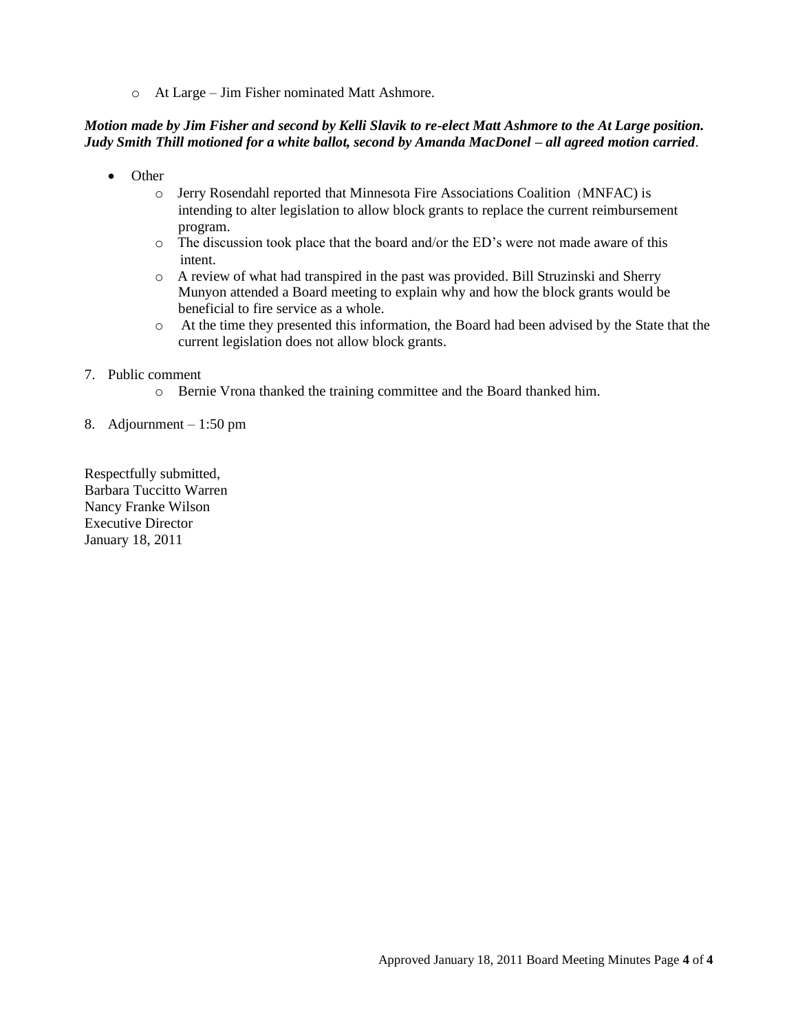- At Large – Jim Fisher nominated Matt Ashmore.

***Motion made by Jim Fisher and second by Kelli Slavik to re-elect Matt Ashmore to the At Large position. Judy Smith Thill motioned for a white ballot, second by Amanda MacDonel – all agreed motion carried*.**

- Other
  - Jerry Rosendahl reported that Minnesota Fire Associations Coalition (MNFAC) is intending to alter legislation to allow block grants to replace the current reimbursement program.
  - The discussion took place that the board and/or the ED's were not made aware of this intent.
  - A review of what had transpired in the past was provided. Bill Struzinski and Sherry Munyon attended a Board meeting to explain why and how the block grants would be beneficial to fire service as a whole.
  - At the time they presented this information, the Board had been advised by the State that the current legislation does not allow block grants.

7. Public comment
   - Bernie Vrona thanked the training committee and the Board thanked him.

8. Adjournment – 1:50 pm

Respectfully submitted,
Barbara Tuccitto Warren
Nancy Franke Wilson
Executive Director
January 18, 2011